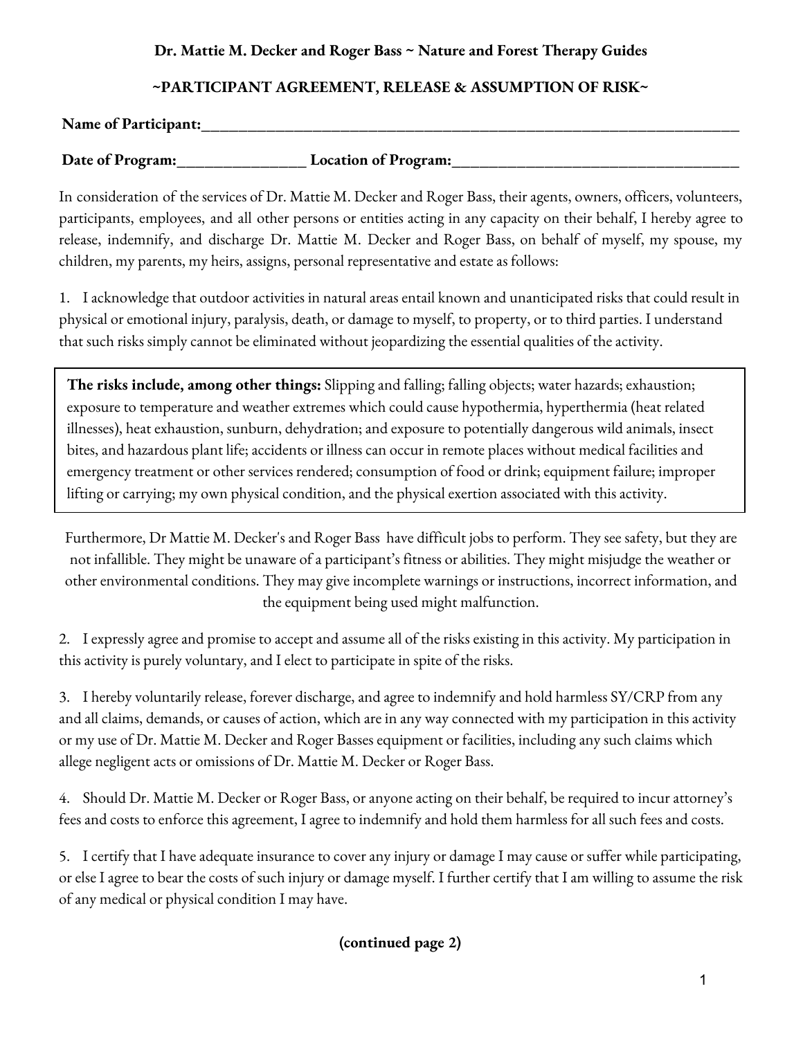**Dr. Mattie M. Decker and Roger Bass ~ Nature and Forest Therapy Guides**

**~PARTICIPANT AGREEMENT, RELEASE & ASSUMPTION OF RISK~**

**Name of Participant:**_______________________________________________________________________

**Date of Program:**_________________ **Location of Program:**______________________________________

In consideration of the services of Dr. Mattie M. Decker and Roger Bass, their agents, owners, officers, volunteers, participants, employees, and all other persons or entities acting in any capacity on their behalf, I hereby agree to release, indemnify, and discharge Dr. Mattie M. Decker and Roger Bass, on behalf of myself, my spouse, my children, my parents, my heirs, assigns, personal representative and estate as follows:

1. I acknowledge that outdoor activities in natural areas entail known and unanticipated risks that could result in physical or emotional injury, paralysis, death, or damage to myself, to property, or to third parties. I understand that such risks simply cannot be eliminated without jeopardizing the essential qualities of the activity.

**The risks include, among other things:** Slipping and falling; falling objects; water hazards; exhaustion; exposure to temperature and weather extremes which could cause hypothermia, hyperthermia (heat related illnesses), heat exhaustion, sunburn, dehydration; and exposure to potentially dangerous wild animals, insect bites, and hazardous plant life; accidents or illness can occur in remote places without medical facilities and emergency treatment or other services rendered; consumption of food or drink; equipment failure; improper lifting or carrying; my own physical condition, and the physical exertion associated with this activity.

Furthermore, Dr Mattie M. Decker's and Roger Bass have difficult jobs to perform. They see safety, but they are not infallible. They might be unaware of a participant's fitness or abilities. They might misjudge the weather or other environmental conditions. They may give incomplete warnings or instructions, incorrect information, and the equipment being used might malfunction.

2. I expressly agree and promise to accept and assume all of the risks existing in this activity. My participation in this activity is purely voluntary, and I elect to participate in spite of the risks.

3. I hereby voluntarily release, forever discharge, and agree to indemnify and hold harmless SY/CRP from any and all claims, demands, or causes of action, which are in any way connected with my participation in this activity or my use of Dr. Mattie M. Decker and Roger Basses equipment or facilities, including any such claims which allege negligent acts or omissions of Dr. Mattie M. Decker or Roger Bass.

4. Should Dr. Mattie M. Decker or Roger Bass, or anyone acting on their behalf, be required to incur attorney's fees and costs to enforce this agreement, I agree to indemnify and hold them harmless for all such fees and costs.

5. I certify that I have adequate insurance to cover any injury or damage I may cause or suffer while participating, or else I agree to bear the costs of such injury or damage myself. I further certify that I am willing to assume the risk of any medical or physical condition I may have.

**(continued page 2)**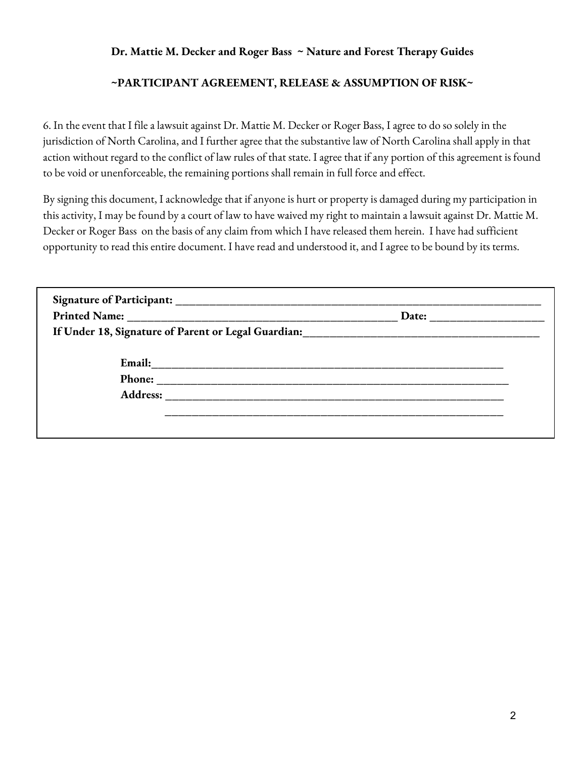**Dr. Mattie M. Decker and Roger Bass ~ Nature and Forest Therapy Guides**

**~PARTICIPANT AGREEMENT, RELEASE & ASSUMPTION OF RISK~**

6. In the event that I file a lawsuit against Dr. Mattie M. Decker or Roger Bass, I agree to do so solely in the jurisdiction of North Carolina, and I further agree that the substantive law of North Carolina shall apply in that action without regard to the conflict of law rules of that state. I agree that if any portion of this agreement is found to be void or unenforceable, the remaining portions shall remain in full force and effect.

By signing this document, I acknowledge that if anyone is hurt or property is damaged during my participation in this activity, I may be found by a court of law to have waived my right to maintain a lawsuit against Dr. Mattie M. Decker or Roger Bass on the basis of any claim from which I have released them herein. I have had sufficient opportunity to read this entire document. I have read and understood it, and I agree to be bound by its terms.

**Signature of Participant:** ____________________________________________

**Printed Name:** ________________________________ **Date:** ______________

**If Under 18, Signature of Parent or Legal Guardian:** ___________________________

**Email:** ____________________________________________

**Phone:** ____________________________________________

**Address:** ____________________________________________

____________________________________________